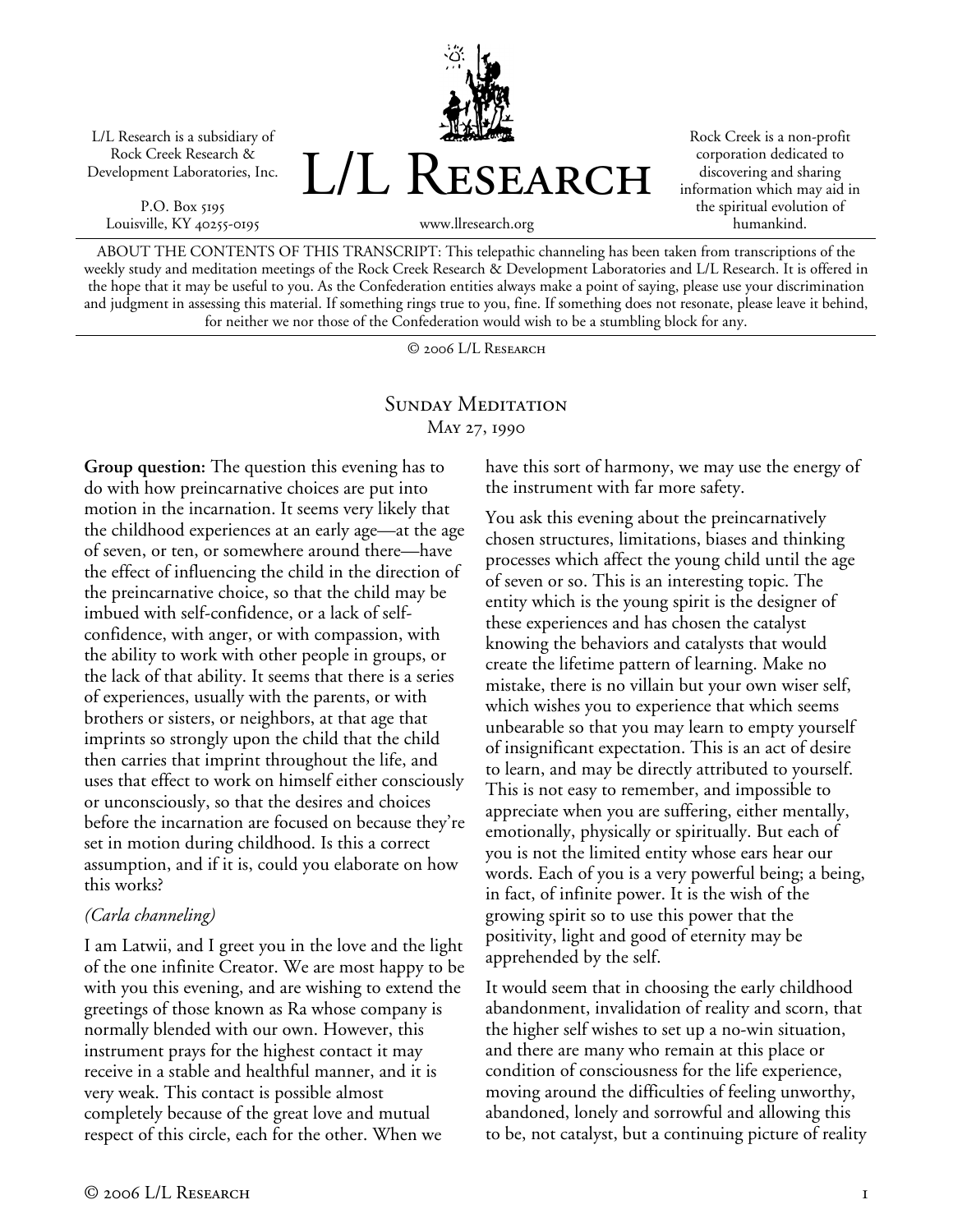L/L Research is a subsidiary of Rock Creek Research & Development Laboratories, Inc.

P.O. Box 5195
Louisville, KY 40255-0195

# L/L Research

www.llresearch.org

Rock Creek is a non-profit corporation dedicated to discovering and sharing information which may aid in the spiritual evolution of humankind.

ABOUT THE CONTENTS OF THIS TRANSCRIPT: This telepathic channeling has been taken from transcriptions of the weekly study and meditation meetings of the Rock Creek Research & Development Laboratories and L/L Research. It is offered in the hope that it may be useful to you. As the Confederation entities always make a point of saying, please use your discrimination and judgment in assessing this material. If something rings true to you, fine. If something does not resonate, please leave it behind, for neither we nor those of the Confederation would wish to be a stumbling block for any.

© 2006 L/L Research

## Sunday Meditation
May 27, 1990

**Group question:** The question this evening has to do with how preincarnative choices are put into motion in the incarnation. It seems very likely that the childhood experiences at an early age—at the age of seven, or ten, or somewhere around there—have the effect of influencing the child in the direction of the preincarnative choice, so that the child may be imbued with self-confidence, or a lack of self-confidence, with anger, or with compassion, with the ability to work with other people in groups, or the lack of that ability. It seems that there is a series of experiences, usually with the parents, or with brothers or sisters, or neighbors, at that age that imprints so strongly upon the child that the child then carries that imprint throughout the life, and uses that effect to work on himself either consciously or unconsciously, so that the desires and choices before the incarnation are focused on because they're set in motion during childhood. Is this a correct assumption, and if it is, could you elaborate on how this works?

*(Carla channeling)*

I am Latwii, and I greet you in the love and the light of the one infinite Creator. We are most happy to be with you this evening, and are wishing to extend the greetings of those known as Ra whose company is normally blended with our own. However, this instrument prays for the highest contact it may receive in a stable and healthful manner, and it is very weak. This contact is possible almost completely because of the great love and mutual respect of this circle, each for the other. When we have this sort of harmony, we may use the energy of the instrument with far more safety.

You ask this evening about the preincarnatively chosen structures, limitations, biases and thinking processes which affect the young child until the age of seven or so. This is an interesting topic. The entity which is the young spirit is the designer of these experiences and has chosen the catalyst knowing the behaviors and catalysts that would create the lifetime pattern of learning. Make no mistake, there is no villain but your own wiser self, which wishes you to experience that which seems unbearable so that you may learn to empty yourself of insignificant expectation. This is an act of desire to learn, and may be directly attributed to yourself. This is not easy to remember, and impossible to appreciate when you are suffering, either mentally, emotionally, physically or spiritually. But each of you is not the limited entity whose ears hear our words. Each of you is a very powerful being; a being, in fact, of infinite power. It is the wish of the growing spirit so to use this power that the positivity, light and good of eternity may be apprehended by the self.

It would seem that in choosing the early childhood abandonment, invalidation of reality and scorn, that the higher self wishes to set up a no-win situation, and there are many who remain at this place or condition of consciousness for the life experience, moving around the difficulties of feeling unworthy, abandoned, lonely and sorrowful and allowing this to be, not catalyst, but a continuing picture of reality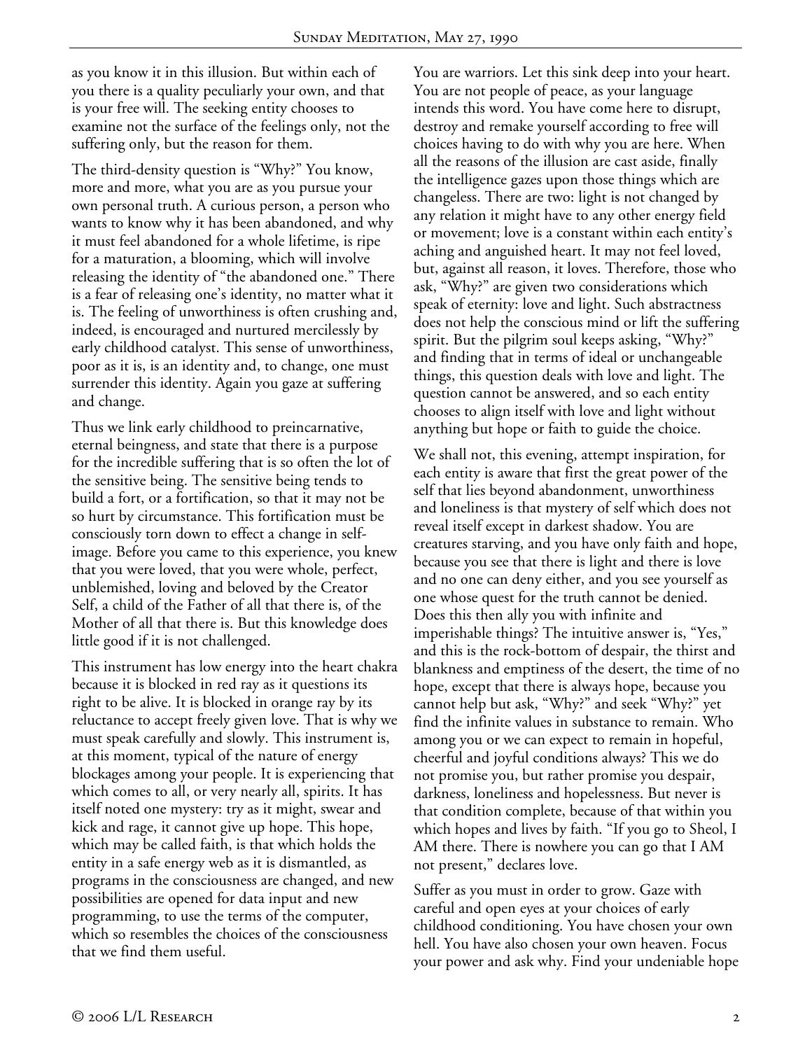as you know it in this illusion. But within each of you there is a quality peculiarly your own, and that is your free will. The seeking entity chooses to examine not the surface of the feelings only, not the suffering only, but the reason for them.

The third-density question is "Why?" You know, more and more, what you are as you pursue your own personal truth. A curious person, a person who wants to know why it has been abandoned, and why it must feel abandoned for a whole lifetime, is ripe for a maturation, a blooming, which will involve releasing the identity of "the abandoned one." There is a fear of releasing one's identity, no matter what it is. The feeling of unworthiness is often crushing and, indeed, is encouraged and nurtured mercilessly by early childhood catalyst. This sense of unworthiness, poor as it is, is an identity and, to change, one must surrender this identity. Again you gaze at suffering and change.

Thus we link early childhood to preincarnative, eternal beingness, and state that there is a purpose for the incredible suffering that is so often the lot of the sensitive being. The sensitive being tends to build a fort, or a fortification, so that it may not be so hurt by circumstance. This fortification must be consciously torn down to effect a change in self-image. Before you came to this experience, you knew that you were loved, that you were whole, perfect, unblemished, loving and beloved by the Creator Self, a child of the Father of all that there is, of the Mother of all that there is. But this knowledge does little good if it is not challenged.

This instrument has low energy into the heart chakra because it is blocked in red ray as it questions its right to be alive. It is blocked in orange ray by its reluctance to accept freely given love. That is why we must speak carefully and slowly. This instrument is, at this moment, typical of the nature of energy blockages among your people. It is experiencing that which comes to all, or very nearly all, spirits. It has itself noted one mystery: try as it might, swear and kick and rage, it cannot give up hope. This hope, which may be called faith, is that which holds the entity in a safe energy web as it is dismantled, as programs in the consciousness are changed, and new possibilities are opened for data input and new programming, to use the terms of the computer, which so resembles the choices of the consciousness that we find them useful.

You are warriors. Let this sink deep into your heart. You are not people of peace, as your language intends this word. You have come here to disrupt, destroy and remake yourself according to free will choices having to do with why you are here. When all the reasons of the illusion are cast aside, finally the intelligence gazes upon those things which are changeless. There are two: light is not changed by any relation it might have to any other energy field or movement; love is a constant within each entity's aching and anguished heart. It may not feel loved, but, against all reason, it loves. Therefore, those who ask, "Why?" are given two considerations which speak of eternity: love and light. Such abstractness does not help the conscious mind or lift the suffering spirit. But the pilgrim soul keeps asking, "Why?" and finding that in terms of ideal or unchangeable things, this question deals with love and light. The question cannot be answered, and so each entity chooses to align itself with love and light without anything but hope or faith to guide the choice.

We shall not, this evening, attempt inspiration, for each entity is aware that first the great power of the self that lies beyond abandonment, unworthiness and loneliness is that mystery of self which does not reveal itself except in darkest shadow. You are creatures starving, and you have only faith and hope, because you see that there is light and there is love and no one can deny either, and you see yourself as one whose quest for the truth cannot be denied. Does this then ally you with infinite and imperishable things? The intuitive answer is, "Yes," and this is the rock-bottom of despair, the thirst and blankness and emptiness of the desert, the time of no hope, except that there is always hope, because you cannot help but ask, "Why?" and seek "Why?" yet find the infinite values in substance to remain. Who among you or we can expect to remain in hopeful, cheerful and joyful conditions always? This we do not promise you, but rather promise you despair, darkness, loneliness and hopelessness. But never is that condition complete, because of that within you which hopes and lives by faith. "If you go to Sheol, I AM there. There is nowhere you can go that I AM not present," declares love.

Suffer as you must in order to grow. Gaze with careful and open eyes at your choices of early childhood conditioning. You have chosen your own hell. You have also chosen your own heaven. Focus your power and ask why. Find your undeniable hope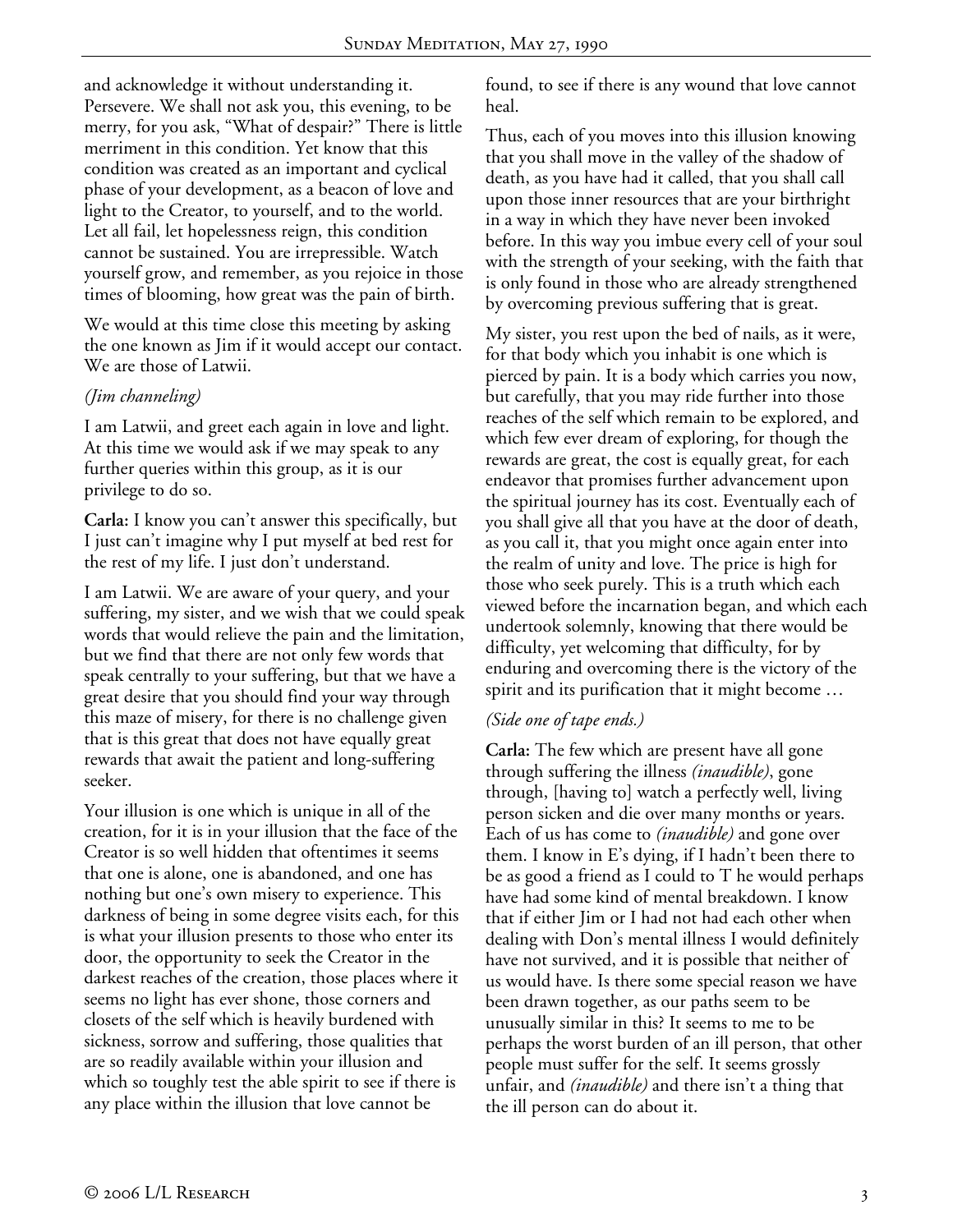and acknowledge it without understanding it. Persevere. We shall not ask you, this evening, to be merry, for you ask, "What of despair?" There is little merriment in this condition. Yet know that this condition was created as an important and cyclical phase of your development, as a beacon of love and light to the Creator, to yourself, and to the world. Let all fail, let hopelessness reign, this condition cannot be sustained. You are irrepressible. Watch yourself grow, and remember, as you rejoice in those times of blooming, how great was the pain of birth.

We would at this time close this meeting by asking the one known as Jim if it would accept our contact. We are those of Latwii.

*(Jim channeling)*

I am Latwii, and greet each again in love and light. At this time we would ask if we may speak to any further queries within this group, as it is our privilege to do so.

**Carla:** I know you can't answer this specifically, but I just can't imagine why I put myself at bed rest for the rest of my life. I just don't understand.

I am Latwii. We are aware of your query, and your suffering, my sister, and we wish that we could speak words that would relieve the pain and the limitation, but we find that there are not only few words that speak centrally to your suffering, but that we have a great desire that you should find your way through this maze of misery, for there is no challenge given that is this great that does not have equally great rewards that await the patient and long-suffering seeker.

Your illusion is one which is unique in all of the creation, for it is in your illusion that the face of the Creator is so well hidden that oftentimes it seems that one is alone, one is abandoned, and one has nothing but one's own misery to experience. This darkness of being in some degree visits each, for this is what your illusion presents to those who enter its door, the opportunity to seek the Creator in the darkest reaches of the creation, those places where it seems no light has ever shone, those corners and closets of the self which is heavily burdened with sickness, sorrow and suffering, those qualities that are so readily available within your illusion and which so toughly test the able spirit to see if there is any place within the illusion that love cannot be found, to see if there is any wound that love cannot heal.

Thus, each of you moves into this illusion knowing that you shall move in the valley of the shadow of death, as you have had it called, that you shall call upon those inner resources that are your birthright in a way in which they have never been invoked before. In this way you imbue every cell of your soul with the strength of your seeking, with the faith that is only found in those who are already strengthened by overcoming previous suffering that is great.

My sister, you rest upon the bed of nails, as it were, for that body which you inhabit is one which is pierced by pain. It is a body which carries you now, but carefully, that you may ride further into those reaches of the self which remain to be explored, and which few ever dream of exploring, for though the rewards are great, the cost is equally great, for each endeavor that promises further advancement upon the spiritual journey has its cost. Eventually each of you shall give all that you have at the door of death, as you call it, that you might once again enter into the realm of unity and love. The price is high for those who seek purely. This is a truth which each viewed before the incarnation began, and which each undertook solemnly, knowing that there would be difficulty, yet welcoming that difficulty, for by enduring and overcoming there is the victory of the spirit and its purification that it might become …

*(Side one of tape ends.)*

**Carla:** The few which are present have all gone through suffering the illness *(inaudible)*, gone through, [having to] watch a perfectly well, living person sicken and die over many months or years. Each of us has come to *(inaudible)* and gone over them. I know in E's dying, if I hadn't been there to be as good a friend as I could to T he would perhaps have had some kind of mental breakdown. I know that if either Jim or I had not had each other when dealing with Don's mental illness I would definitely have not survived, and it is possible that neither of us would have. Is there some special reason we have been drawn together, as our paths seem to be unusually similar in this? It seems to me to be perhaps the worst burden of an ill person, that other people must suffer for the self. It seems grossly unfair, and *(inaudible)* and there isn't a thing that the ill person can do about it.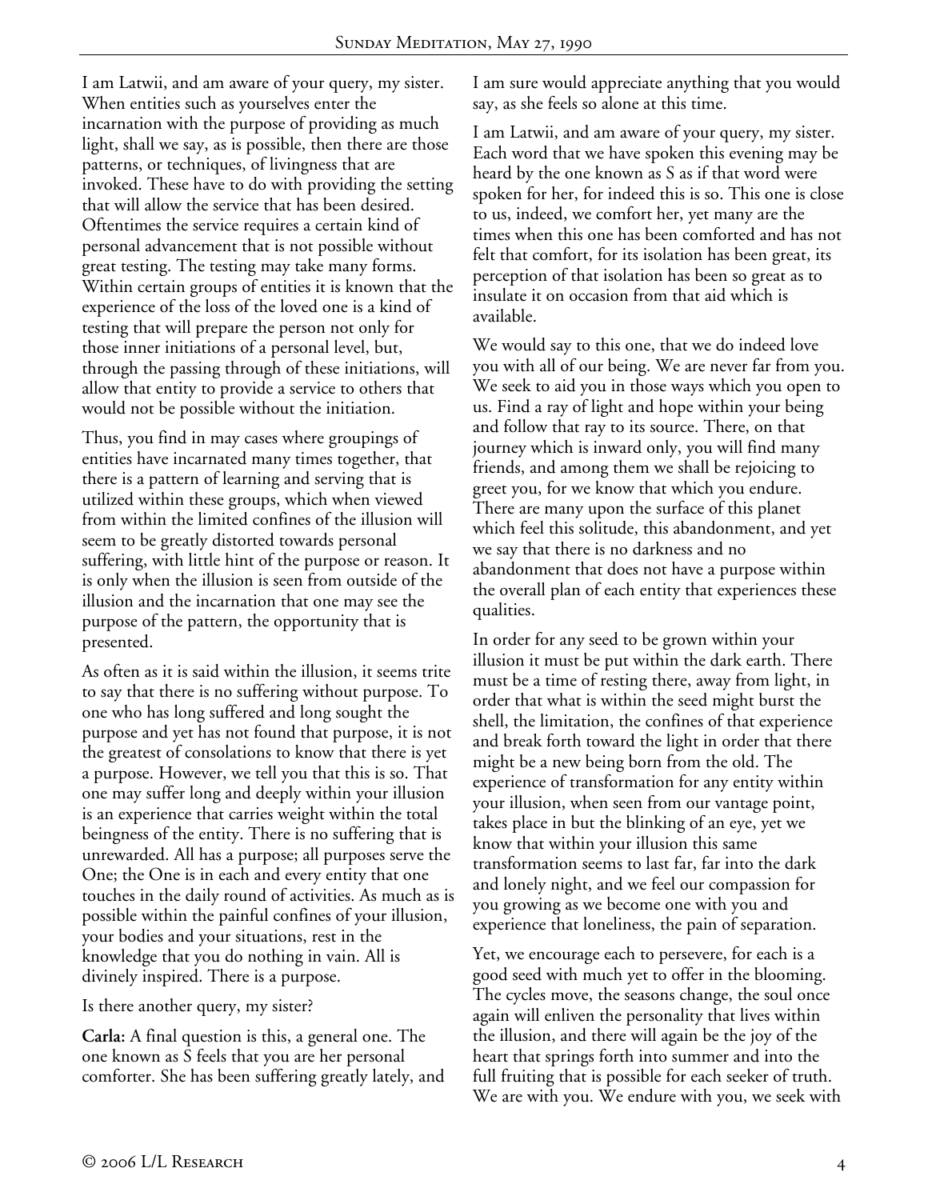I am Latwii, and am aware of your query, my sister. When entities such as yourselves enter the incarnation with the purpose of providing as much light, shall we say, as is possible, then there are those patterns, or techniques, of livingness that are invoked. These have to do with providing the setting that will allow the service that has been desired. Oftentimes the service requires a certain kind of personal advancement that is not possible without great testing. The testing may take many forms. Within certain groups of entities it is known that the experience of the loss of the loved one is a kind of testing that will prepare the person not only for those inner initiations of a personal level, but, through the passing through of these initiations, will allow that entity to provide a service to others that would not be possible without the initiation.

Thus, you find in may cases where groupings of entities have incarnated many times together, that there is a pattern of learning and serving that is utilized within these groups, which when viewed from within the limited confines of the illusion will seem to be greatly distorted towards personal suffering, with little hint of the purpose or reason. It is only when the illusion is seen from outside of the illusion and the incarnation that one may see the purpose of the pattern, the opportunity that is presented.

As often as it is said within the illusion, it seems trite to say that there is no suffering without purpose. To one who has long suffered and long sought the purpose and yet has not found that purpose, it is not the greatest of consolations to know that there is yet a purpose. However, we tell you that this is so. That one may suffer long and deeply within your illusion is an experience that carries weight within the total beingness of the entity. There is no suffering that is unrewarded. All has a purpose; all purposes serve the One; the One is in each and every entity that one touches in the daily round of activities. As much as is possible within the painful confines of your illusion, your bodies and your situations, rest in the knowledge that you do nothing in vain. All is divinely inspired. There is a purpose.

Is there another query, my sister?

**Carla:** A final question is this, a general one. The one known as S feels that you are her personal comforter. She has been suffering greatly lately, and I am sure would appreciate anything that you would say, as she feels so alone at this time.

I am Latwii, and am aware of your query, my sister. Each word that we have spoken this evening may be heard by the one known as S as if that word were spoken for her, for indeed this is so. This one is close to us, indeed, we comfort her, yet many are the times when this one has been comforted and has not felt that comfort, for its isolation has been great, its perception of that isolation has been so great as to insulate it on occasion from that aid which is available.

We would say to this one, that we do indeed love you with all of our being. We are never far from you. We seek to aid you in those ways which you open to us. Find a ray of light and hope within your being and follow that ray to its source. There, on that journey which is inward only, you will find many friends, and among them we shall be rejoicing to greet you, for we know that which you endure. There are many upon the surface of this planet which feel this solitude, this abandonment, and yet we say that there is no darkness and no abandonment that does not have a purpose within the overall plan of each entity that experiences these qualities.

In order for any seed to be grown within your illusion it must be put within the dark earth. There must be a time of resting there, away from light, in order that what is within the seed might burst the shell, the limitation, the confines of that experience and break forth toward the light in order that there might be a new being born from the old. The experience of transformation for any entity within your illusion, when seen from our vantage point, takes place in but the blinking of an eye, yet we know that within your illusion this same transformation seems to last far, far into the dark and lonely night, and we feel our compassion for you growing as we become one with you and experience that loneliness, the pain of separation.

Yet, we encourage each to persevere, for each is a good seed with much yet to offer in the blooming. The cycles move, the seasons change, the soul once again will enliven the personality that lives within the illusion, and there will again be the joy of the heart that springs forth into summer and into the full fruiting that is possible for each seeker of truth. We are with you. We endure with you, we seek with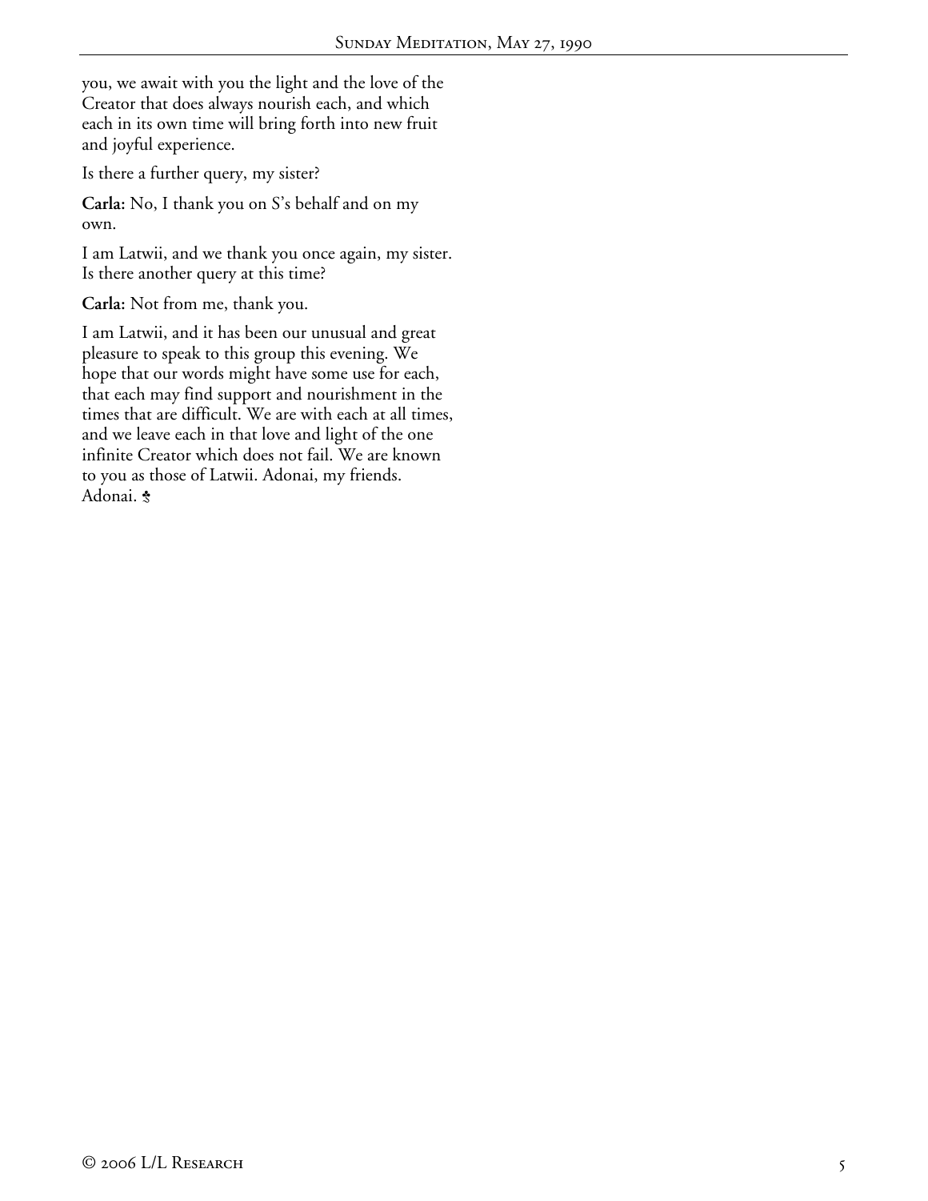you, we await with you the light and the love of the Creator that does always nourish each, and which each in its own time will bring forth into new fruit and joyful experience.

Is there a further query, my sister?

**Carla:** No, I thank you on S's behalf and on my own.

I am Latwii, and we thank you once again, my sister. Is there another query at this time?

**Carla:** Not from me, thank you.

I am Latwii, and it has been our unusual and great pleasure to speak to this group this evening. We hope that our words might have some use for each, that each may find support and nourishment in the times that are difficult. We are with each at all times, and we leave each in that love and light of the one infinite Creator which does not fail. We are known to you as those of Latwii. Adonai, my friends. Adonai.